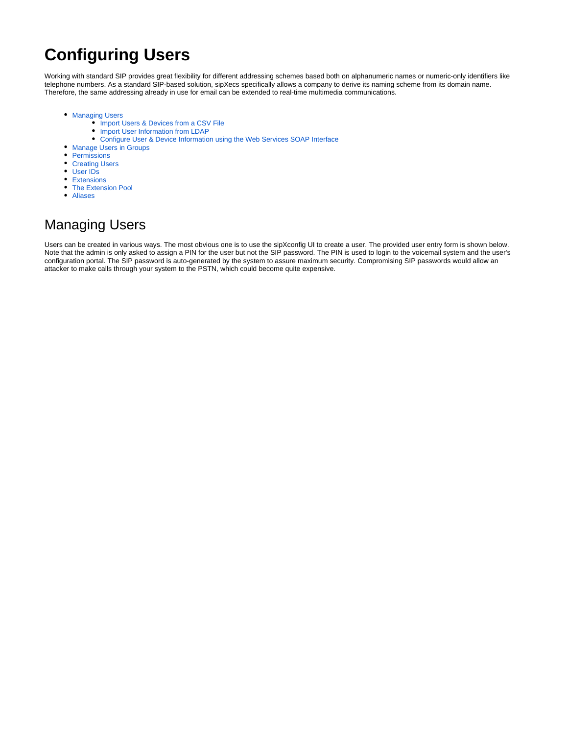# Configuring Users

Working with standard SIP provides great flexibility for different addressing schemes based both on alphanumeric names or numeric-only identifiers like telephone numbers. As a standard SIP-based solution, sipXecs specifically allows a company to derive its naming scheme from its domain name. Therefore, the same addressing already in use for email can be extended to real-time multimedia communications.

- Managing Users
  - Import Users & Devices from a CSV File
  - Import User Information from LDAP
  - Configure User & Device Information using the Web Services SOAP Interface
- Manage Users in Groups
- Permissions
- Creating Users
- User IDs
- Extensions
- The Extension Pool
- Aliases

## Managing Users

Users can be created in various ways. The most obvious one is to use the sipXconfig UI to create a user. The provided user entry form is shown below. Note that the admin is only asked to assign a PIN for the user but not the SIP password. The PIN is used to login to the voicemail system and the user's configuration portal. The SIP password is auto-generated by the system to assure maximum security. Compromising SIP passwords would allow an attacker to make calls through your system to the PSTN, which could become quite expensive.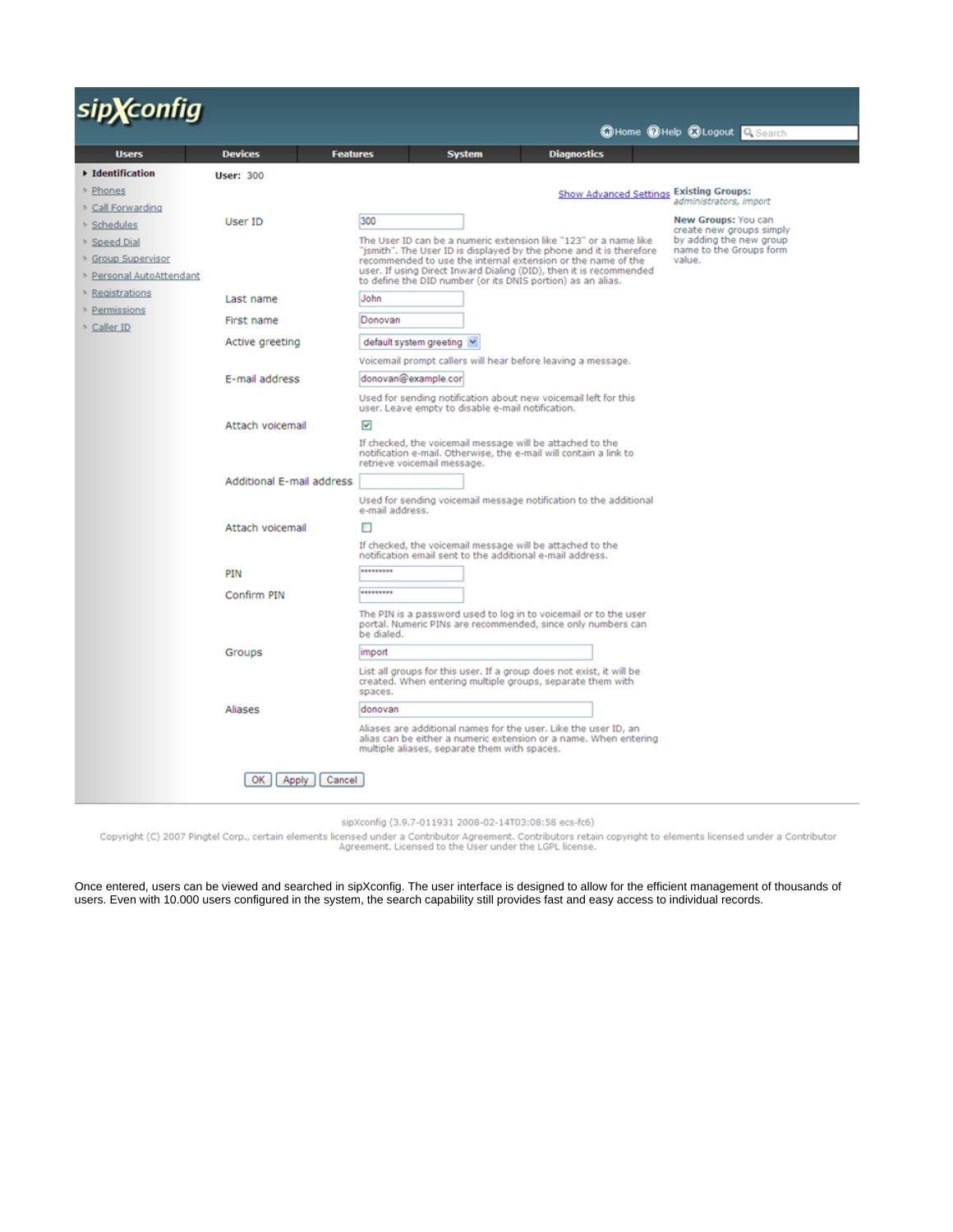**sipXconfig**

Home | Help | Logout | Search

| Users | Devices | Features | System | Diagnostics |
|---|---|---|---|---|

- **Identification**
- Phones
- Call Forwarding
- Schedules
- Speed Dial
- Group Supervisor
- Personal AutoAttendant
- Registrations
- Permissions
- Caller ID

**User:** 300

Show Advanced Settings

**Existing Groups:** *administrators, import*

**New Groups:** You can create new groups simply by adding the new group name to the Groups form value.

| Field | Value |
|---|---|
| User ID | 300 |
| | The User ID can be a numeric extension like "123" or a name like "jsmith". The User ID is displayed by the phone and it is therefore recommended to use the internal extension or the name of the user. If using Direct Inward Dialing (DID), then it is recommended to define the DID number (or its DNIS portion) as an alias. |
| Last name | John |
| First name | Donovan |
| Active greeting | default system greeting |
| | Voicemail prompt callers will hear before leaving a message. |
| E-mail address | donovan@example.cor |
| | Used for sending notification about new voicemail left for this user. Leave empty to disable e-mail notification. |
| Attach voicemail | ☑ |
| | If checked, the voicemail message will be attached to the notification e-mail. Otherwise, the e-mail will contain a link to retrieve voicemail message. |
| Additional E-mail address | |
| | Used for sending voicemail message notification to the additional e-mail address. |
| Attach voicemail | ☐ |
| | If checked, the voicemail message will be attached to the notification email sent to the additional e-mail address. |
| PIN | ********* |
| Confirm PIN | ********* |
| | The PIN is a password used to log in to voicemail or to the user portal. Numeric PINs are recommended, since only numbers can be dialed. |
| Groups | import |
| | List all groups for this user. If a group does not exist, it will be created. When entering multiple groups, separate them with spaces. |
| Aliases | donovan |
| | Aliases are additional names for the user. Like the user ID, an alias can be either a numeric extension or a name. When entering multiple aliases, separate them with spaces. |

[OK] [Apply] [Cancel]

sipXconfig (3.9.7-011931 2008-02-14T03:08:58 ecs-fc6)

Copyright (C) 2007 Pingtel Corp., certain elements licensed under a Contributor Agreement. Contributors retain copyright to elements licensed under a Contributor Agreement. Licensed to the User under the LGPL license.

Once entered, users can be viewed and searched in sipXconfig. The user interface is designed to allow for the efficient management of thousands of users. Even with 10.000 users configured in the system, the search capability still provides fast and easy access to individual records.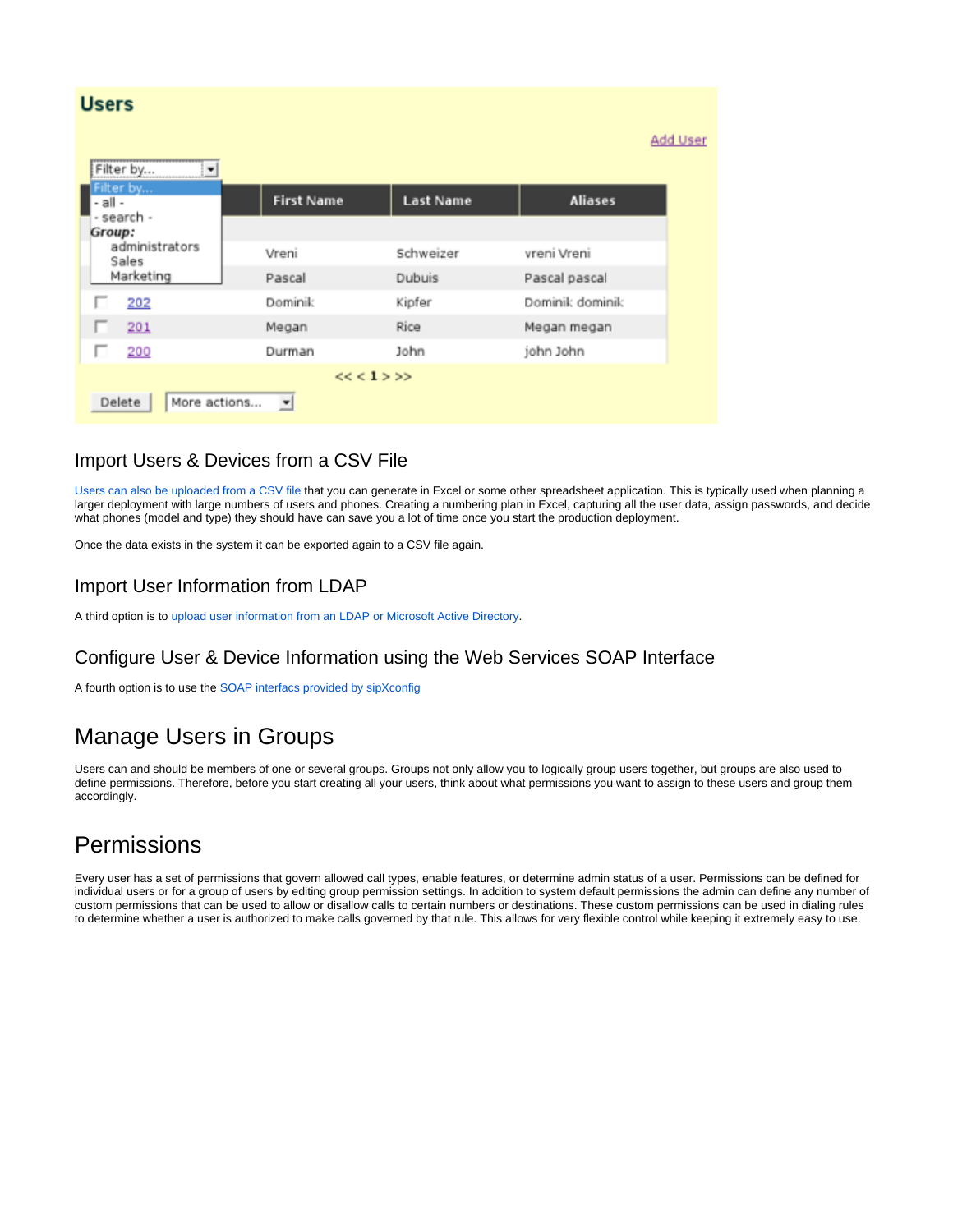## Users

Add User

| Filter by... | First Name | Last Name | Aliases |
| --- | --- | --- | --- |
| | Vreni | Schweizer | vreni Vreni |
| | Pascal | Dubuis | Pascal pascal |
| 202 | Dominik | Kipfer | Dominik dominik |
| 201 | Megan | Rice | Megan megan |
| 200 | Durman | John | john John |

Filter by... / - all - / - search - / **Group:** administrators / Sales / Marketing

<< < 1 > >>

Delete | More actions...

### Import Users & Devices from a CSV File

Users can also be uploaded from a CSV file that you can generate in Excel or some other spreadsheet application. This is typically used when planning a larger deployment with large numbers of users and phones. Creating a numbering plan in Excel, capturing all the user data, assign passwords, and decide what phones (model and type) they should have can save you a lot of time once you start the production deployment.

Once the data exists in the system it can be exported again to a CSV file again.

### Import User Information from LDAP

A third option is to upload user information from an LDAP or Microsoft Active Directory.

### Configure User & Device Information using the Web Services SOAP Interface

A fourth option is to use the SOAP interfacs provided by sipXconfig

## Manage Users in Groups

Users can and should be members of one or several groups. Groups not only allow you to logically group users together, but groups are also used to define permissions. Therefore, before you start creating all your users, think about what permissions you want to assign to these users and group them accordingly.

## Permissions

Every user has a set of permissions that govern allowed call types, enable features, or determine admin status of a user. Permissions can be defined for individual users or for a group of users by editing group permission settings. In addition to system default permissions the admin can define any number of custom permissions that can be used to allow or disallow calls to certain numbers or destinations. These custom permissions can be used in dialing rules to determine whether a user is authorized to make calls governed by that rule. This allows for very flexible control while keeping it extremely easy to use.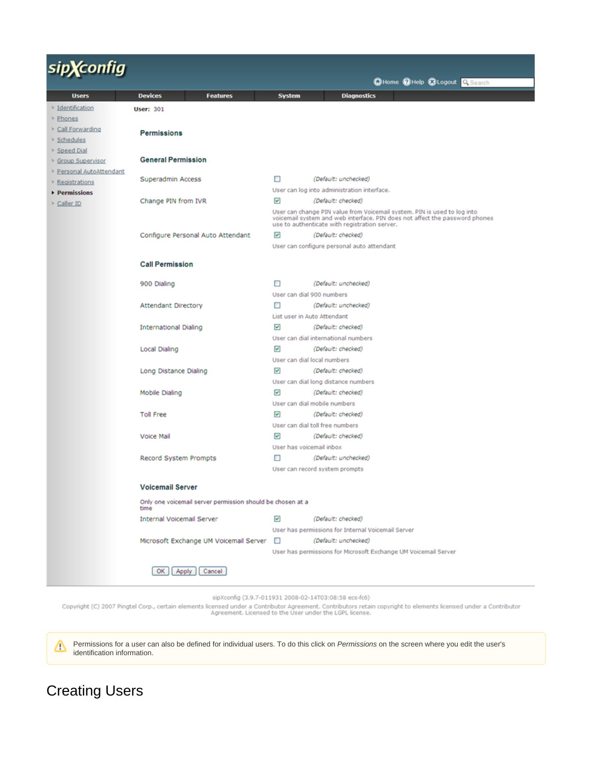sipXconfig

Home Help Logout Search

Users | Devices | Features | System | Diagnostics

- Identification
- Phones
- Call Forwarding
- Schedules
- Speed Dial
- Group Supervisor
- Personal AutoAttendant
- Registrations
- **Permissions**
- Caller ID

**User:** 301

**Permissions**

**General Permission**

| Permission | Setting | |
|---|---|---|
| Superadmin Access | ☐ | *(Default: unchecked)* User can log into administration interface. |
| Change PIN from IVR | ☑ | *(Default: checked)* User can change PIN value from Voicemail system. PIN is used to log into voicemail system and web interface. PIN does not affect the password phones use to authenticate with registration server. |
| Configure Personal Auto Attendant | ☑ | *(Default: checked)* User can configure personal auto attendant |

**Call Permission**

| Permission | Setting | |
|---|---|---|
| 900 Dialing | ☐ | *(Default: unchecked)* User can dial 900 numbers |
| Attendant Directory | ☐ | *(Default: unchecked)* List user in Auto Attendant |
| International Dialing | ☑ | *(Default: checked)* User can dial international numbers |
| Local Dialing | ☑ | *(Default: checked)* User can dial local numbers |
| Long Distance Dialing | ☑ | *(Default: checked)* User can dial long distance numbers |
| Mobile Dialing | ☑ | *(Default: checked)* User can dial mobile numbers |
| Toll Free | ☑ | *(Default: checked)* User can dial toll free numbers |
| Voice Mail | ☑ | *(Default: checked)* User has voicemail inbox |
| Record System Prompts | ☐ | *(Default: unchecked)* User can record system prompts |

**Voicemail Server**

Only one voicemail server permission should be chosen at a time

| Permission | Setting | |
|---|---|---|
| Internal Voicemail Server | ☑ | *(Default: checked)* User has permissions for Internal Voicemail Server |
| Microsoft Exchange UM Voicemail Server | ☐ | *(Default: unchecked)* User has permissions for Microsoft Exchange UM Voicemail Server |

[OK] [Apply] [Cancel]

sipXconfig (3.9.7-011931 2008-02-14T03:08:58 ecs-fc6)

Copyright (C) 2007 Pingtel Corp., certain elements licensed under a Contributor Agreement. Contributors retain copyright to elements licensed under a Contributor Agreement. Licensed to the User under the LGPL license.

> ⚠ Permissions for a user can also be defined for individual users. To do this click on *Permissions* on the screen where you edit the user's identification information.

# Creating Users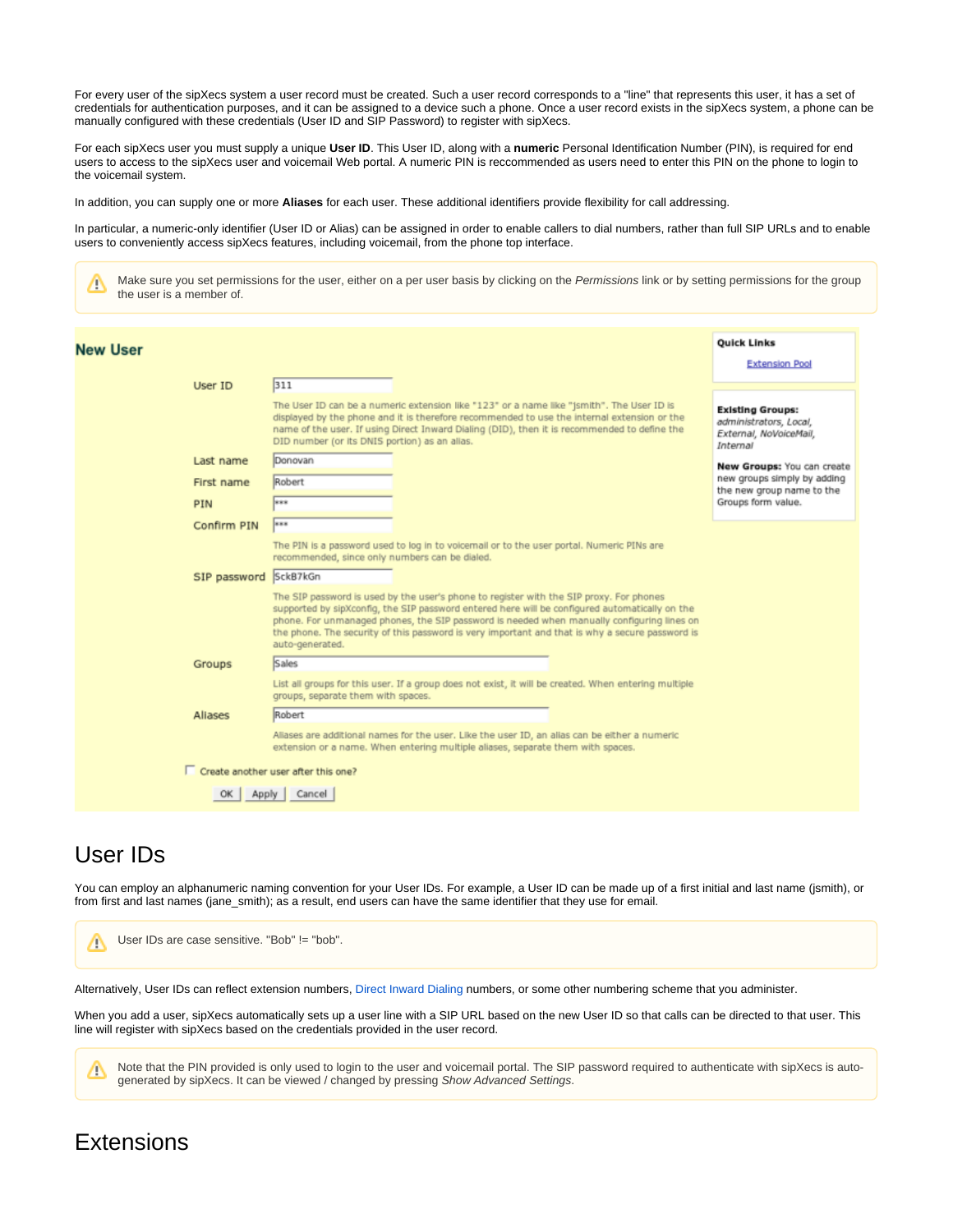For every user of the sipXecs system a user record must be created. Such a user record corresponds to a "line" that represents this user, it has a set of credentials for authentication purposes, and it can be assigned to a device such a phone. Once a user record exists in the sipXecs system, a phone can be manually configured with these credentials (User ID and SIP Password) to register with sipXecs.

For each sipXecs user you must supply a unique **User ID**. This User ID, along with a **numeric** Personal Identification Number (PIN), is required for end users to access to the sipXecs user and voicemail Web portal. A numeric PIN is reccommended as users need to enter this PIN on the phone to login to the voicemail system.

In addition, you can supply one or more **Aliases** for each user. These additional identifiers provide flexibility for call addressing.

In particular, a numeric-only identifier (User ID or Alias) can be assigned in order to enable callers to dial numbers, rather than full SIP URLs and to enable users to conveniently access sipXecs features, including voicemail, from the phone top interface.

> Make sure you set permissions for the user, either on a per user basis by clicking on the *Permissions* link or by setting permissions for the group the user is a member of.

**New User**

| | |
|---|---|
| User ID | 311 |
| | The User ID can be a numeric extension like "123" or a name like "jsmith". The User ID is displayed by the phone and it is therefore recommended to use the internal extension or the name of the user. If using Direct Inward Dialing (DID), then it is recommended to define the DID number (or its DNIS portion) as an alias. |
| Last name | Donovan |
| First name | Robert |
| PIN | *** |
| Confirm PIN | *** |
| | The PIN is a password used to log in to voicemail or to the user portal. Numeric PINs are recommended, since only numbers can be dialed. |
| SIP password | SckB7kGn |
| | The SIP password is used by the user's phone to register with the SIP proxy. For phones supported by sipXconfig, the SIP password entered here will be configured automatically on the phone. For unmanaged phones, the SIP password is needed when manually configuring lines on the phone. The security of this password is very important and that is why a secure password is auto-generated. |
| Groups | Sales |
| | List all groups for this user. If a group does not exist, it will be created. When entering multiple groups, separate them with spaces. |
| Aliases | Robert |
| | Aliases are additional names for the user. Like the user ID, an alias can be either a numeric extension or a name. When entering multiple aliases, separate them with spaces. |

☐ Create another user after this one?

OK | Apply | Cancel

**Quick Links**

Extension Pool

**Existing Groups:** *administrators, Local, External, NoVoiceMail, Internal*

**New Groups:** You can create new groups simply by adding the new group name to the Groups form value.

# User IDs

You can employ an alphanumeric naming convention for your User IDs. For example, a User ID can be made up of a first initial and last name (jsmith), or from first and last names (jane_smith); as a result, end users can have the same identifier that they use for email.

> User IDs are case sensitive. "Bob" != "bob".

Alternatively, User IDs can reflect extension numbers, Direct Inward Dialing numbers, or some other numbering scheme that you administer.

When you add a user, sipXecs automatically sets up a user line with a SIP URL based on the new User ID so that calls can be directed to that user. This line will register with sipXecs based on the credentials provided in the user record.

> Note that the PIN provided is only used to login to the user and voicemail portal. The SIP password required to authenticate with sipXecs is auto-generated by sipXecs. It can be viewed / changed by pressing *Show Advanced Settings*.

# Extensions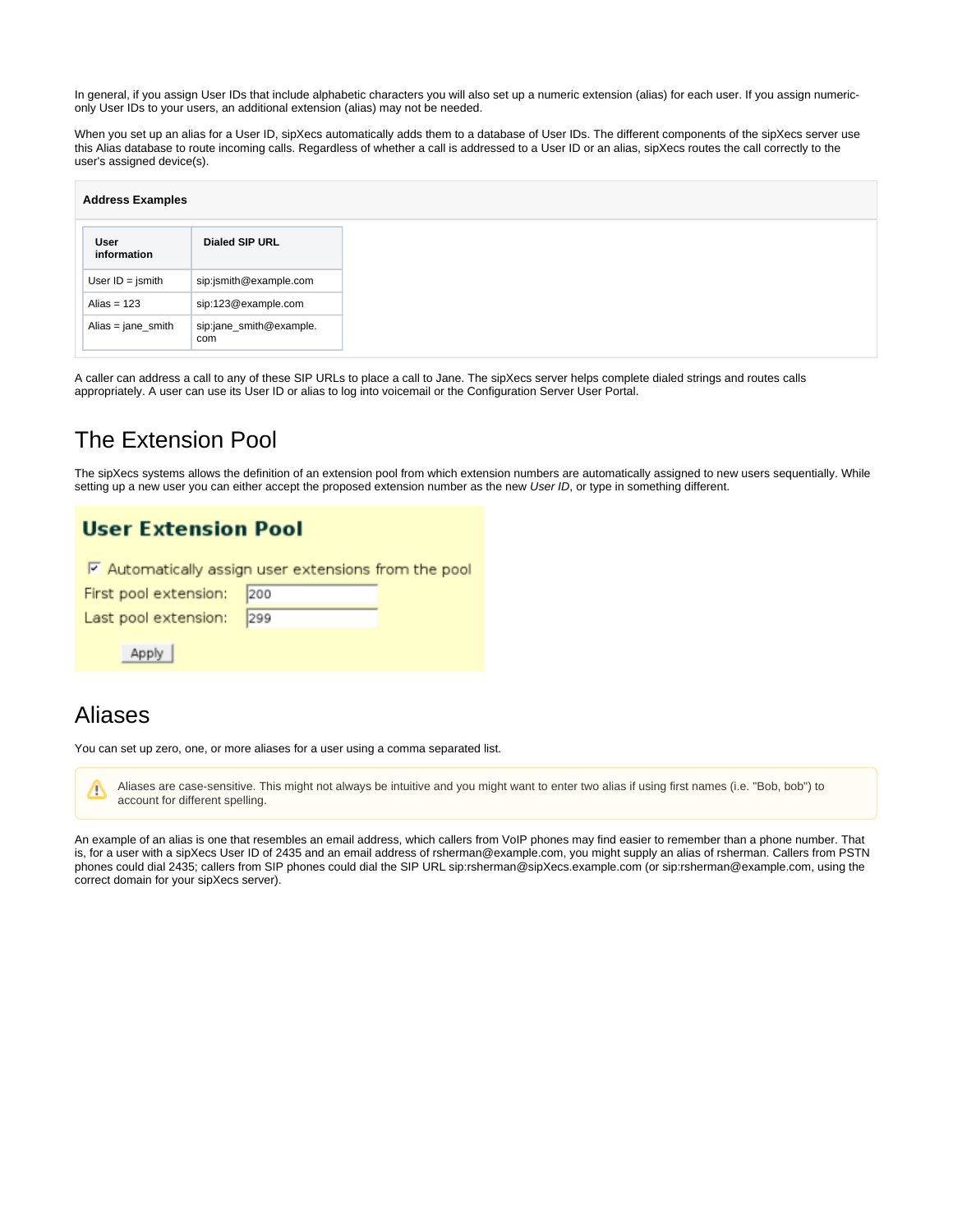In general, if you assign User IDs that include alphabetic characters you will also set up a numeric extension (alias) for each user. If you assign numeric-only User IDs to your users, an additional extension (alias) may not be needed.

When you set up an alias for a User ID, sipXecs automatically adds them to a database of User IDs. The different components of the sipXecs server use this Alias database to route incoming calls. Regardless of whether a call is addressed to a User ID or an alias, sipXecs routes the call correctly to the user's assigned device(s).

**Address Examples**

| User information | Dialed SIP URL |
|---|---|
| User ID = jsmith | sip:jsmith@example.com |
| Alias = 123 | sip:123@example.com |
| Alias = jane_smith | sip:jane_smith@example.com |

A caller can address a call to any of these SIP URLs to place a call to Jane. The sipXecs server helps complete dialed strings and routes calls appropriately. A user can use its User ID or alias to log into voicemail or the Configuration Server User Portal.

# The Extension Pool

The sipXecs systems allows the definition of an extension pool from which extension numbers are automatically assigned to new users sequentially. While setting up a new user you can either accept the proposed extension number as the new *User ID*, or type in something different.

**User Extension Pool**

☑ Automatically assign user extensions from the pool

First pool extension: 200

Last pool extension: 299

Apply

# Aliases

You can set up zero, one, or more aliases for a user using a comma separated list.

> Aliases are case-sensitive. This might not always be intuitive and you might want to enter two alias if using first names (i.e. "Bob, bob") to account for different spelling.

An example of an alias is one that resembles an email address, which callers from VoIP phones may find easier to remember than a phone number. That is, for a user with a sipXecs User ID of 2435 and an email address of rsherman@example.com, you might supply an alias of rsherman. Callers from PSTN phones could dial 2435; callers from SIP phones could dial the SIP URL sip:rsherman@sipXecs.example.com (or sip:rsherman@example.com, using the correct domain for your sipXecs server).